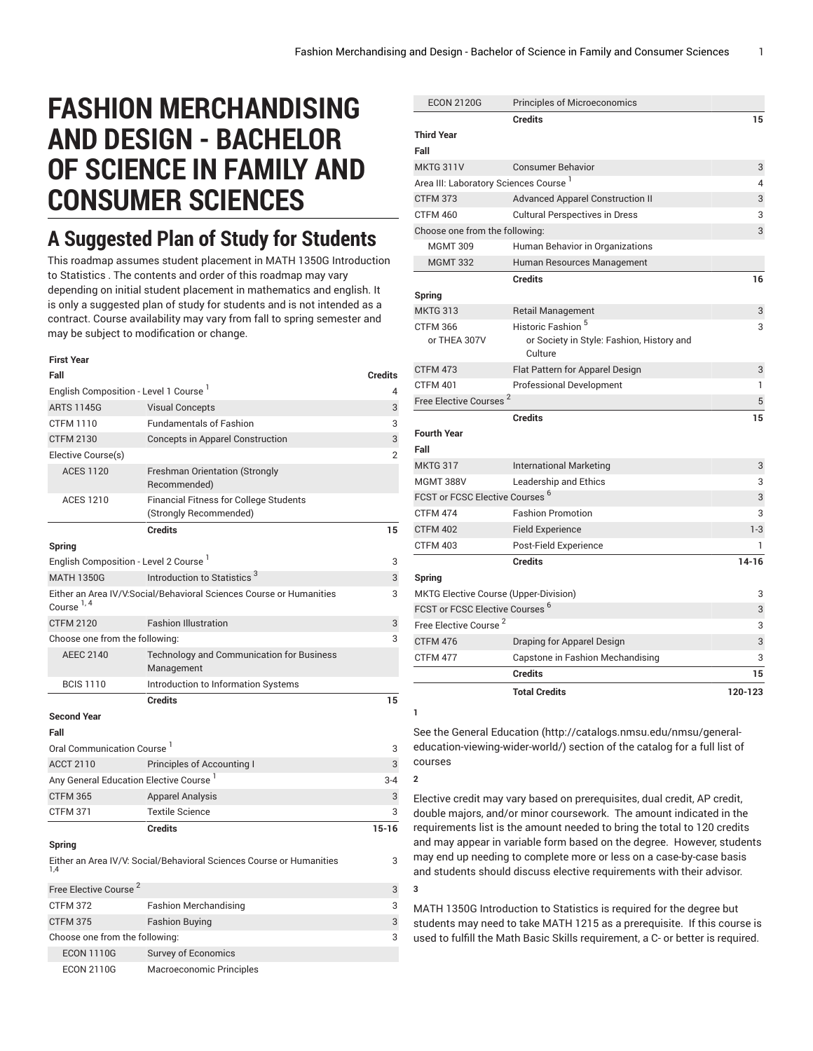# FASHION MERCHANDISING AND DESIGN - BACHELOR OF SCIENCE IN FAMILY AND CONSUMER SCIENCES

## A Suggested Plan of Study for Students

This roadmap assumes student placement in MATH 1350G Introduction to Statistics . The contents and order of this roadmap may vary depending on initial student placement in mathematics and english. It is only a suggested plan of study for students and is not intended as a contract. Course availability may vary from fall to spring semester and may be subject to modification or change.

| First Year | | |
|---|---|---|
| **Fall** | | **Credits** |
| English Composition - Level 1 Course [1] | | 4 |
| ARTS 1145G | Visual Concepts | 3 |
| CTFM 1110 | Fundamentals of Fashion | 3 |
| CTFM 2130 | Concepts in Apparel Construction | 3 |
| Elective Course(s) | | 2 |
| ACES 1120 | Freshman Orientation (Strongly Recommended) | |
| ACES 1210 | Financial Fitness for College Students (Strongly Recommended) | |
| | **Credits** | **15** |
| **Spring** | | |
| English Composition - Level 2 Course [1] | | 3 |
| MATH 1350G | Introduction to Statistics [3] | 3 |
| Either an Area IV/V:Social/Behavioral Sciences Course or Humanities Course [1, 4] | | 3 |
| CTFM 2120 | Fashion Illustration | 3 |
| Choose one from the following: | | 3 |
| AEEC 2140 | Technology and Communication for Business Management | |
| BCIS 1110 | Introduction to Information Systems | |
| | **Credits** | **15** |
| **Second Year** | | |
| **Fall** | | |
| Oral Communication Course [1] | | 3 |
| ACCT 2110 | Principles of Accounting I | 3 |
| Any General Education Elective Course [1] | | 3-4 |
| CTFM 365 | Apparel Analysis | 3 |
| CTFM 371 | Textile Science | 3 |
| | **Credits** | **15-16** |
| **Spring** | | |
| Either an Area IV/V: Social/Behavioral Sciences Course or Humanities [1,4] | | 3 |
| Free Elective Course [2] | | 3 |
| CTFM 372 | Fashion Merchandising | 3 |
| CTFM 375 | Fashion Buying | 3 |
| Choose one from the following: | | 3 |
| ECON 1110G | Survey of Economics | |
| ECON 2110G | Macroeconomic Principles | |
| ECON 2120G | Principles of Microeconomics | |
| | **Credits** | **15** |
| **Third Year** | | |
| **Fall** | | |
| MKTG 311V | Consumer Behavior | 3 |
| Area III: Laboratory Sciences Course [1] | | 4 |
| CTFM 373 | Advanced Apparel Construction II | 3 |
| CTFM 460 | Cultural Perspectives in Dress | 3 |
| Choose one from the following: | | 3 |
| MGMT 309 | Human Behavior in Organizations | |
| MGMT 332 | Human Resources Management | |
| | **Credits** | **16** |
| **Spring** | | |
| MKTG 313 | Retail Management | 3 |
| CTFM 366 or THEA 307V | Historic Fashion [5] or Society in Style: Fashion, History and Culture | 3 |
| CTFM 473 | Flat Pattern for Apparel Design | 3 |
| CTFM 401 | Professional Development | 1 |
| Free Elective Courses [2] | | 5 |
| | **Credits** | **15** |
| **Fourth Year** | | |
| **Fall** | | |
| MKTG 317 | International Marketing | 3 |
| MGMT 388V | Leadership and Ethics | 3 |
| FCST or FCSC Elective Courses [6] | | 3 |
| CTFM 474 | Fashion Promotion | 3 |
| CTFM 402 | Field Experience | 1-3 |
| CTFM 403 | Post-Field Experience | 1 |
| | **Credits** | **14-16** |
| **Spring** | | |
| MKTG Elective Course (Upper-Division) | | 3 |
| FCST or FCSC Elective Courses [6] | | 3 |
| Free Elective Course [2] | | 3 |
| CTFM 476 | Draping for Apparel Design | 3 |
| CTFM 477 | Capstone in Fashion Mechandising | 3 |
| | **Credits** | **15** |
| | **Total Credits** | **120-123** |

**1**

See the General Education (http://catalogs.nmsu.edu/nmsu/general-education-viewing-wider-world/) section of the catalog for a full list of courses

**2**

Elective credit may vary based on prerequisites, dual credit, AP credit, double majors, and/or minor coursework. The amount indicated in the requirements list is the amount needed to bring the total to 120 credits and may appear in variable form based on the degree. However, students may end up needing to complete more or less on a case-by-case basis and students should discuss elective requirements with their advisor.

**3**

MATH 1350G Introduction to Statistics is required for the degree but students may need to take MATH 1215 as a prerequisite. If this course is used to fulfill the Math Basic Skills requirement, a C- or better is required.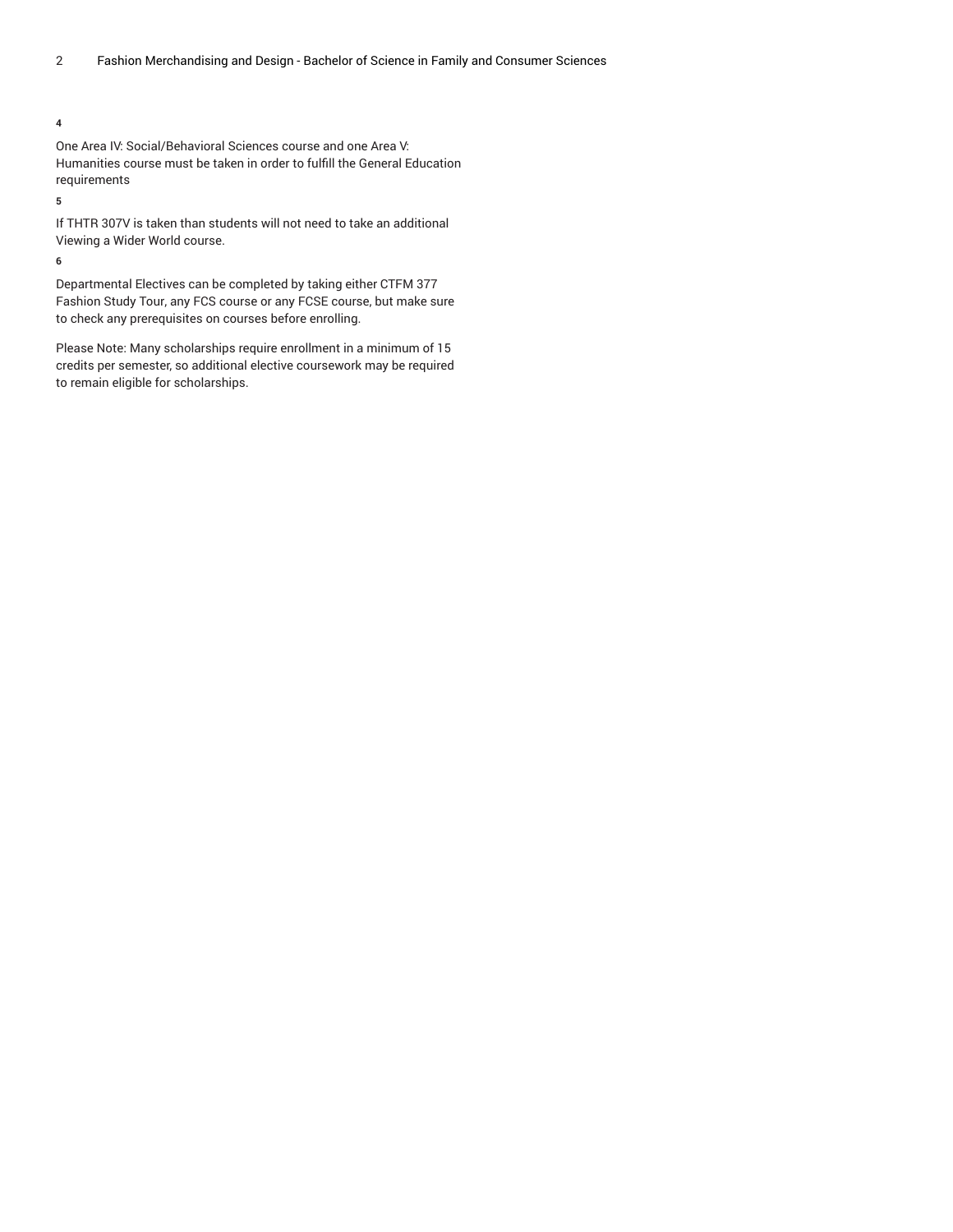4

One Area IV: Social/Behavioral Sciences course and one Area V: Humanities course must be taken in order to fulfill the General Education requirements

5

If THTR 307V is taken than students will not need to take an additional Viewing a Wider World course.

6

Departmental Electives can be completed by taking either CTFM 377 Fashion Study Tour, any FCS course or any FCSE course, but make sure to check any prerequisites on courses before enrolling.

Please Note: Many scholarships require enrollment in a minimum of 15 credits per semester, so additional elective coursework may be required to remain eligible for scholarships.